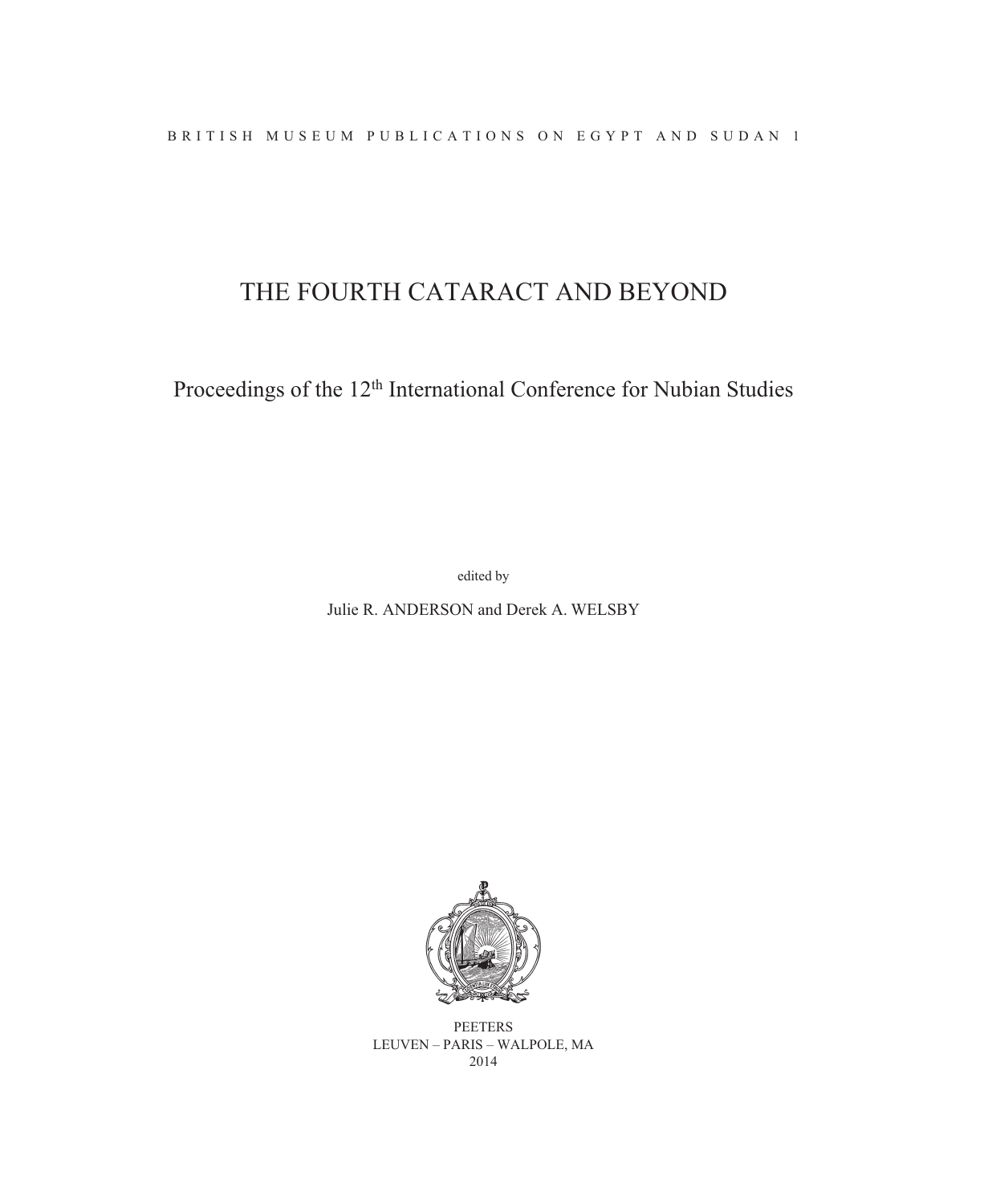BRITISH MUSEUM PUBLICATIONS ON EGYPT AND SUDAN 1

# THE FOURTH CATARACT AND BEYOND

## Proceedings of the 12th International Conference for Nubian Studies

edited by

Julie R. ANDERSON and Derek A. WELSBY

PEETERS
LEUVEN – PARIS – WALPOLE, MA
2014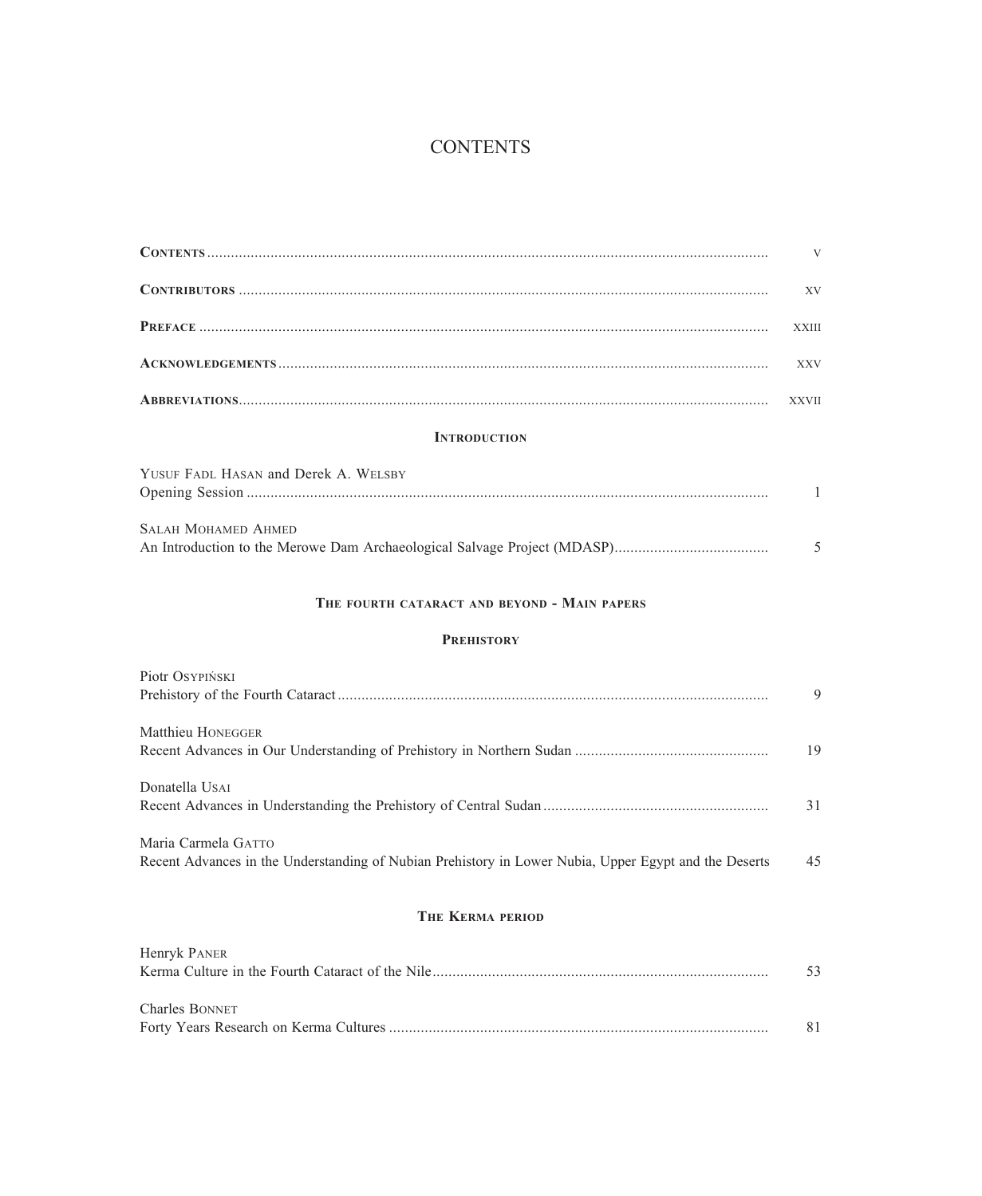# CONTENTS

**Contents** ........................................................ v

**Contributors** ........................................................ xv

**Preface** ........................................................ xxiii

**Acknowledgements** ........................................................ xxv

**Abbreviations** ........................................................ xxvii

## Introduction

Yusuf Fadl Hasan and Derek A. Welsby
Opening Session ........................................................ 1

Salah Mohamed Ahmed
An Introduction to the Merowe Dam Archaeological Salvage Project (MDASP) ........................................................ 5

## The fourth cataract and beyond - Main papers

### Prehistory

Piotr Osypiński
Prehistory of the Fourth Cataract ........................................................ 9

Matthieu Honegger
Recent Advances in Our Understanding of Prehistory in Northern Sudan ........................................................ 19

Donatella Usai
Recent Advances in Understanding the Prehistory of Central Sudan ........................................................ 31

Maria Carmela Gatto
Recent Advances in the Understanding of Nubian Prehistory in Lower Nubia, Upper Egypt and the Deserts 45

### The Kerma period

Henryk Paner
Kerma Culture in the Fourth Cataract of the Nile ........................................................ 53

Charles Bonnet
Forty Years Research on Kerma Cultures ........................................................ 81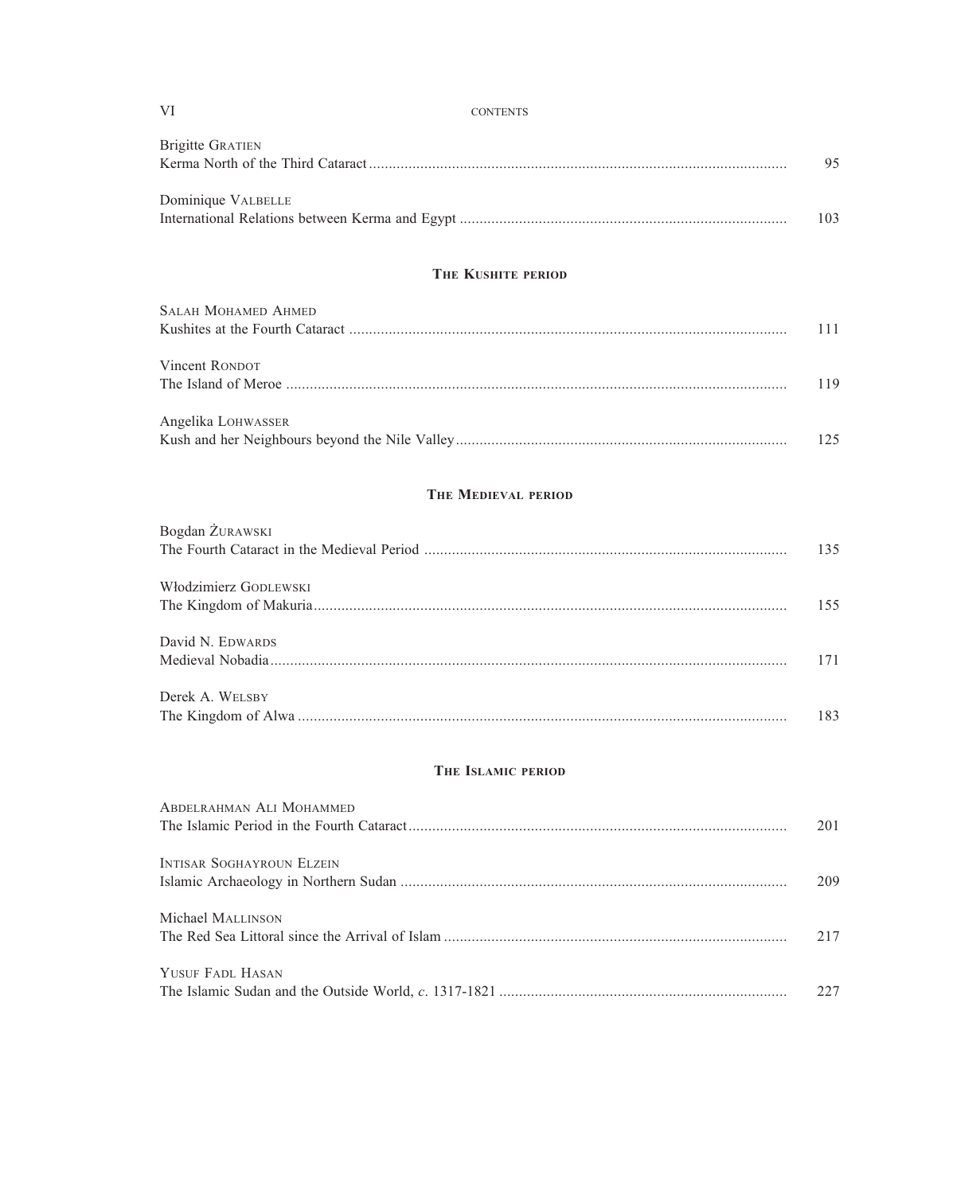Brigitte Gratien
Kerma North of the Third Cataract ... 95

Dominique Valbelle
International Relations between Kerma and Egypt ... 103

## The Kushite period

Salah Mohamed Ahmed
Kushites at the Fourth Cataract ... 111

Vincent Rondot
The Island of Meroe ... 119

Angelika Lohwasser
Kush and her Neighbours beyond the Nile Valley ... 125

## The Medieval period

Bogdan Żurawski
The Fourth Cataract in the Medieval Period ... 135

Włodzimierz Godlewski
The Kingdom of Makuria ... 155

David N. Edwards
Medieval Nobadia ... 171

Derek A. Welsby
The Kingdom of Alwa ... 183

## The Islamic period

Abdelrahman Ali Mohammed
The Islamic Period in the Fourth Cataract ... 201

Intisar Soghayroun Elzein
Islamic Archaeology in Northern Sudan ... 209

Michael Mallinson
The Red Sea Littoral since the Arrival of Islam ... 217

Yusuf Fadl Hasan
The Islamic Sudan and the Outside World, *c.* 1317-1821 ... 227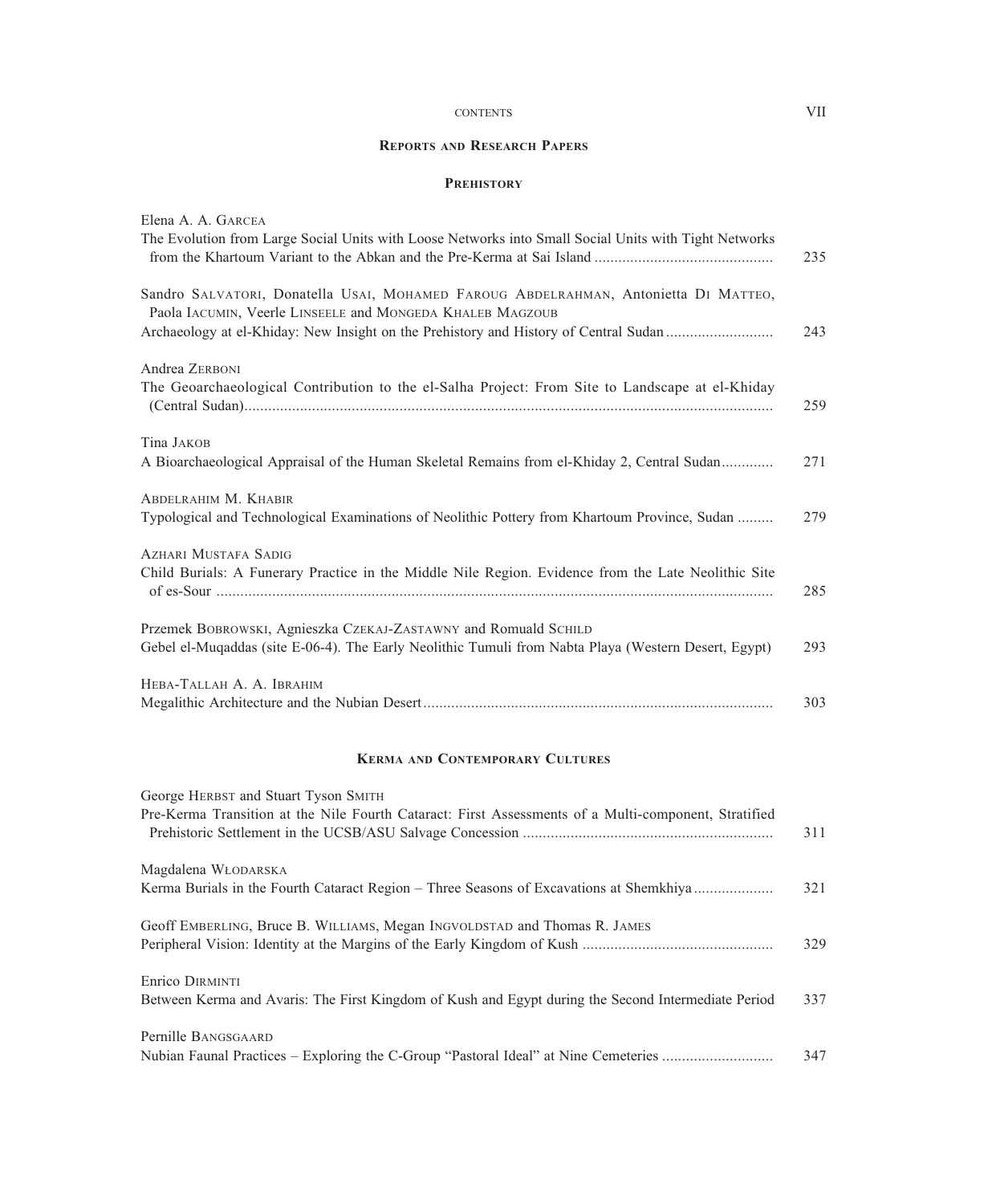## Reports and Research Papers

### Prehistory

Elena A. A. Garcea
The Evolution from Large Social Units with Loose Networks into Small Social Units with Tight Networks from the Khartoum Variant to the Abkan and the Pre-Kerma at Sai Island ............................................ 235

Sandro Salvatori, Donatella Usai, Mohamed Faroug Abdelrahman, Antonietta Di Matteo, Paola Iacumin, Veerle Linseele and Mongeda Khaleb Magzoub
Archaeology at el-Khiday: New Insight on the Prehistory and History of Central Sudan .......................... 243

Andrea Zerboni
The Geoarchaeological Contribution to the el-Salha Project: From Site to Landscape at el-Khiday (Central Sudan).................................................................................................................................... 259

Tina Jakob
A Bioarchaeological Appraisal of the Human Skeletal Remains from el-Khiday 2, Central Sudan............ 271

Abdelrahim M. Khabir
Typological and Technological Examinations of Neolithic Pottery from Khartoum Province, Sudan ......... 279

Azhari Mustafa Sadig
Child Burials: A Funerary Practice in the Middle Nile Region. Evidence from the Late Neolithic Site of es-Sour ........................................................................................................................................... 285

Przemek Bobrowski, Agnieszka Czekaj-Zastawny and Romuald Schild
Gebel el-Muqaddas (site E-06-4). The Early Neolithic Tumuli from Nabta Playa (Western Desert, Egypt) 293

Heba-Tallah A. A. Ibrahim
Megalithic Architecture and the Nubian Desert....................................................................................... 303

### Kerma and Contemporary Cultures

George Herbst and Stuart Tyson Smith
Pre-Kerma Transition at the Nile Fourth Cataract: First Assessments of a Multi-component, Stratified Prehistoric Settlement in the UCSB/ASU Salvage Concession .............................................................. 311

Magdalena Włodarska
Kerma Burials in the Fourth Cataract Region – Three Seasons of Excavations at Shemkhiya................... 321

Geoff Emberling, Bruce B. Williams, Megan Ingvoldstad and Thomas R. James
Peripheral Vision: Identity at the Margins of the Early Kingdom of Kush ............................................... 329

Enrico Dirminti
Between Kerma and Avaris: The First Kingdom of Kush and Egypt during the Second Intermediate Period 337

Pernille Bangsgaard
Nubian Faunal Practices – Exploring the C-Group "Pastoral Ideal" at Nine Cemeteries ........................... 347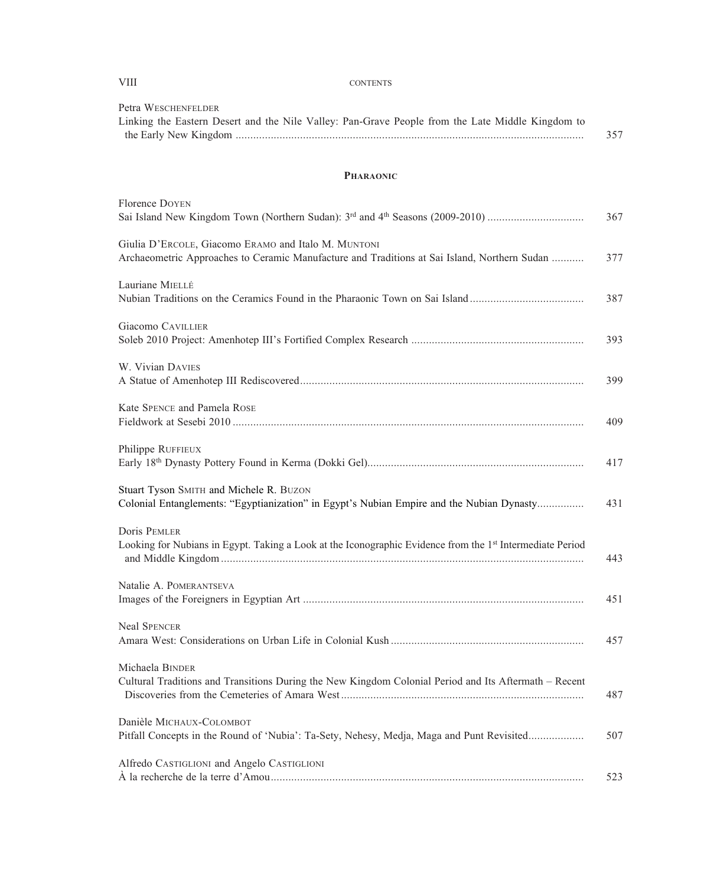Petra Weschenfelder
Linking the Eastern Desert and the Nile Valley: Pan-Grave People from the Late Middle Kingdom to the Early New Kingdom ..... 357

## Pharaonic

Florence Doyen
Sai Island New Kingdom Town (Northern Sudan): 3rd and 4th Seasons (2009-2010) ..... 367

Giulia D'Ercole, Giacomo Eramo and Italo M. Muntoni
Archaeometric Approaches to Ceramic Manufacture and Traditions at Sai Island, Northern Sudan ..... 377

Lauriane Miellé
Nubian Traditions on the Ceramics Found in the Pharaonic Town on Sai Island ..... 387

Giacomo Cavillier
Soleb 2010 Project: Amenhotep III's Fortified Complex Research ..... 393

W. Vivian Davies
A Statue of Amenhotep III Rediscovered ..... 399

Kate Spence and Pamela Rose
Fieldwork at Sesebi 2010 ..... 409

Philippe Ruffieux
Early 18th Dynasty Pottery Found in Kerma (Dokki Gel) ..... 417

Stuart Tyson Smith and Michele R. Buzon
Colonial Entanglements: "Egyptianization" in Egypt's Nubian Empire and the Nubian Dynasty ..... 431

Doris Pemler
Looking for Nubians in Egypt. Taking a Look at the Iconographic Evidence from the 1st Intermediate Period and Middle Kingdom ..... 443

Natalie A. Pomerantseva
Images of the Foreigners in Egyptian Art ..... 451

Neal Spencer
Amara West: Considerations on Urban Life in Colonial Kush ..... 457

Michaela Binder
Cultural Traditions and Transitions During the New Kingdom Colonial Period and Its Aftermath – Recent Discoveries from the Cemeteries of Amara West ..... 487

Danièle Michaux-Colombot
Pitfall Concepts in the Round of 'Nubia': Ta-Sety, Nehesy, Medja, Maga and Punt Revisited ..... 507

Alfredo Castiglioni and Angelo Castiglioni
À la recherche de la terre d'Amou ..... 523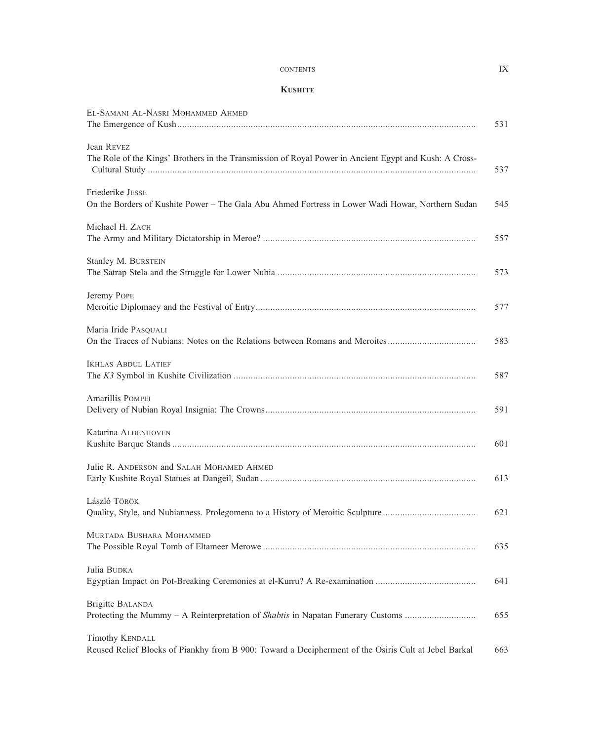## KUSHITE

El-Samani Al-Nasri Mohammed Ahmed
The Emergence of Kush ........ 531

Jean Revez
The Role of the Kings' Brothers in the Transmission of Royal Power in Ancient Egypt and Kush: A Cross-Cultural Study ........ 537

Friederike Jesse
On the Borders of Kushite Power – The Gala Abu Ahmed Fortress in Lower Wadi Howar, Northern Sudan 545

Michael H. Zach
The Army and Military Dictatorship in Meroe? ........ 557

Stanley M. Burstein
The Satrap Stela and the Struggle for Lower Nubia ........ 573

Jeremy Pope
Meroitic Diplomacy and the Festival of Entry ........ 577

Maria Iride Pasquali
On the Traces of Nubians: Notes on the Relations between Romans and Meroites ........ 583

Ikhlas Abdul Latief
The *K3* Symbol in Kushite Civilization ........ 587

Amarillis Pompei
Delivery of Nubian Royal Insignia: The Crowns ........ 591

Katarina Aldenhoven
Kushite Barque Stands ........ 601

Julie R. Anderson and Salah Mohamed Ahmed
Early Kushite Royal Statues at Dangeil, Sudan ........ 613

László Török
Quality, Style, and Nubianness. Prolegomena to a History of Meroitic Sculpture ........ 621

Murtada Bushara Mohammed
The Possible Royal Tomb of Eltameer Merowe ........ 635

Julia Budka
Egyptian Impact on Pot-Breaking Ceremonies at el-Kurru? A Re-examination ........ 641

Brigitte Balanda
Protecting the Mummy – A Reinterpretation of *Shabtis* in Napatan Funerary Customs ........ 655

Timothy Kendall
Reused Relief Blocks of Piankhy from B 900: Toward a Decipherment of the Osiris Cult at Jebel Barkal 663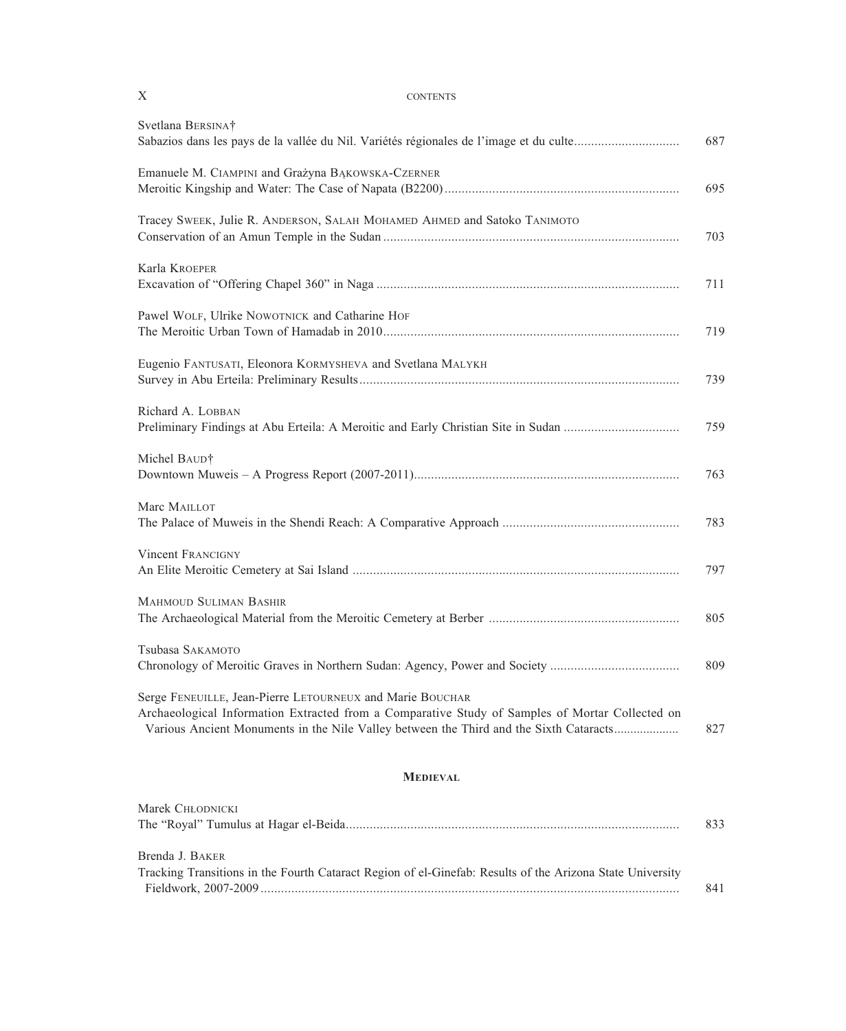Svetlana Bersina†
Sabazios dans les pays de la vallée du Nil. Variétés régionales de l'image et du culte ........ 687

Emanuele M. Ciampini and Grażyna Bąkowska-Czerner
Meroitic Kingship and Water: The Case of Napata (B2200) ........ 695

Tracey Sweek, Julie R. Anderson, Salah Mohamed Ahmed and Satoko Tanimoto
Conservation of an Amun Temple in the Sudan ........ 703

Karla Kroeper
Excavation of "Offering Chapel 360" in Naga ........ 711

Pawel Wolf, Ulrike Nowotnick and Catharine Hof
The Meroitic Urban Town of Hamadab in 2010 ........ 719

Eugenio Fantusati, Eleonora Kormysheva and Svetlana Malykh
Survey in Abu Erteila: Preliminary Results ........ 739

Richard A. Lobban
Preliminary Findings at Abu Erteila: A Meroitic and Early Christian Site in Sudan ........ 759

Michel Baud†
Downtown Muweis – A Progress Report (2007-2011) ........ 763

Marc Maillot
The Palace of Muweis in the Shendi Reach: A Comparative Approach ........ 783

Vincent Francigny
An Elite Meroitic Cemetery at Sai Island ........ 797

Mahmoud Suliman Bashir
The Archaeological Material from the Meroitic Cemetery at Berber ........ 805

Tsubasa Sakamoto
Chronology of Meroitic Graves in Northern Sudan: Agency, Power and Society ........ 809

Serge Feneuille, Jean-Pierre Letourneux and Marie Bouchar
Archaeological Information Extracted from a Comparative Study of Samples of Mortar Collected on Various Ancient Monuments in the Nile Valley between the Third and the Sixth Cataracts ........ 827

## Medieval

Marek Chłodnicki
The "Royal" Tumulus at Hagar el-Beida ........ 833

Brenda J. Baker
Tracking Transitions in the Fourth Cataract Region of el-Ginefab: Results of the Arizona State University Fieldwork, 2007-2009 ........ 841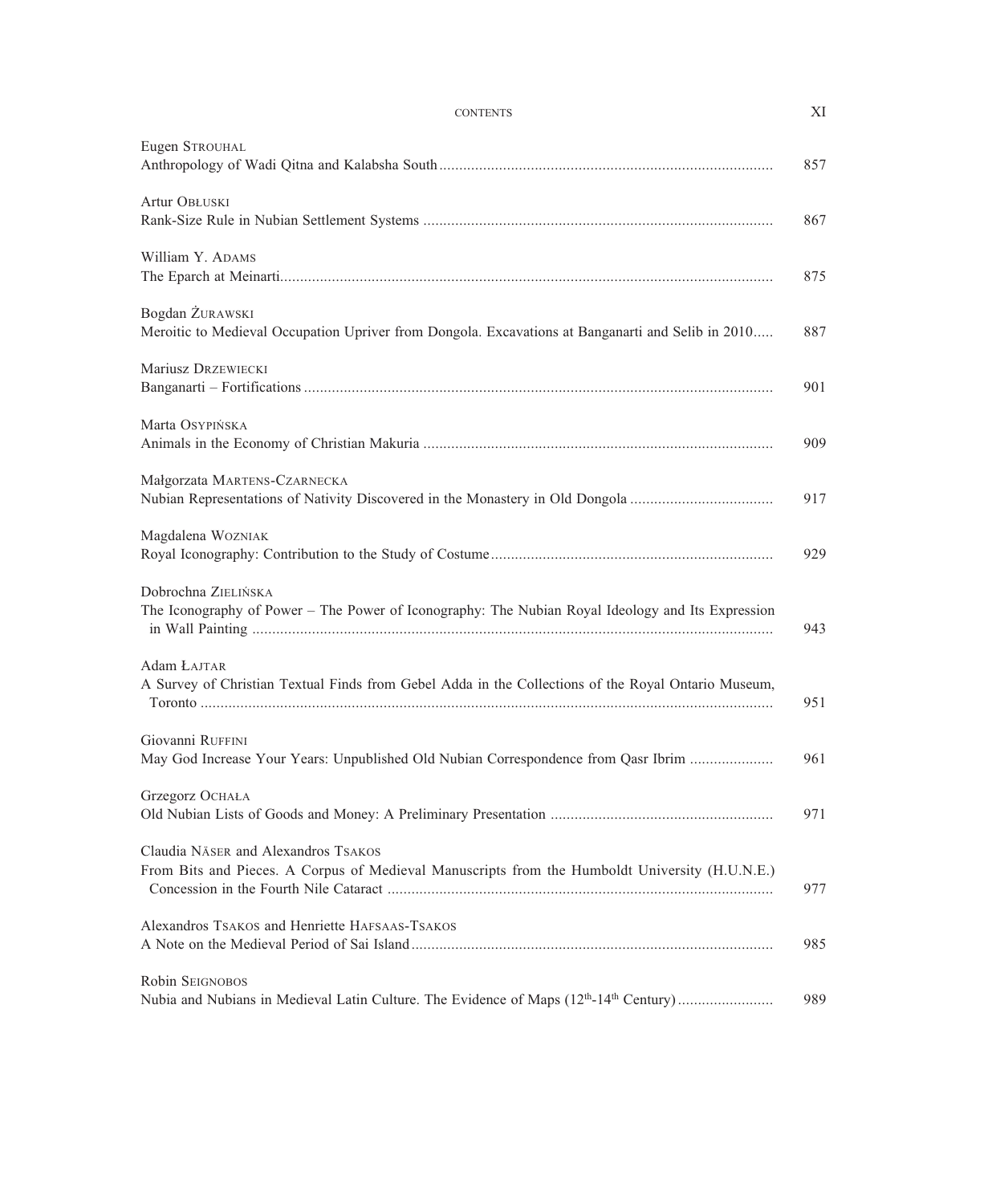Eugen Strouhal
Anthropology of Wadi Qitna and Kalabsha South ........ 857

Artur Obłuski
Rank-Size Rule in Nubian Settlement Systems ........ 867

William Y. Adams
The Eparch at Meinarti........ 875

Bogdan Żurawski
Meroitic to Medieval Occupation Upriver from Dongola. Excavations at Banganarti and Selib in 2010........ 887

Mariusz Drzewiecki
Banganarti – Fortifications ........ 901

Marta Osypińska
Animals in the Economy of Christian Makuria ........ 909

Małgorzata Martens-Czarnecka
Nubian Representations of Nativity Discovered in the Monastery in Old Dongola ........ 917

Magdalena Wozniak
Royal Iconography: Contribution to the Study of Costume........ 929

Dobrochna Zielińska
The Iconography of Power – The Power of Iconography: The Nubian Royal Ideology and Its Expression in Wall Painting ........ 943

Adam Łajtar
A Survey of Christian Textual Finds from Gebel Adda in the Collections of the Royal Ontario Museum, Toronto ........ 951

Giovanni Ruffini
May God Increase Your Years: Unpublished Old Nubian Correspondence from Qasr Ibrim ........ 961

Grzegorz Ochała
Old Nubian Lists of Goods and Money: A Preliminary Presentation ........ 971

Claudia Näser and Alexandros Tsakos
From Bits and Pieces. A Corpus of Medieval Manuscripts from the Humboldt University (H.U.N.E.) Concession in the Fourth Nile Cataract ........ 977

Alexandros Tsakos and Henriette Hafsaas-Tsakos
A Note on the Medieval Period of Sai Island........ 985

Robin Seignobos
Nubia and Nubians in Medieval Latin Culture. The Evidence of Maps (12th-14th Century)........ 989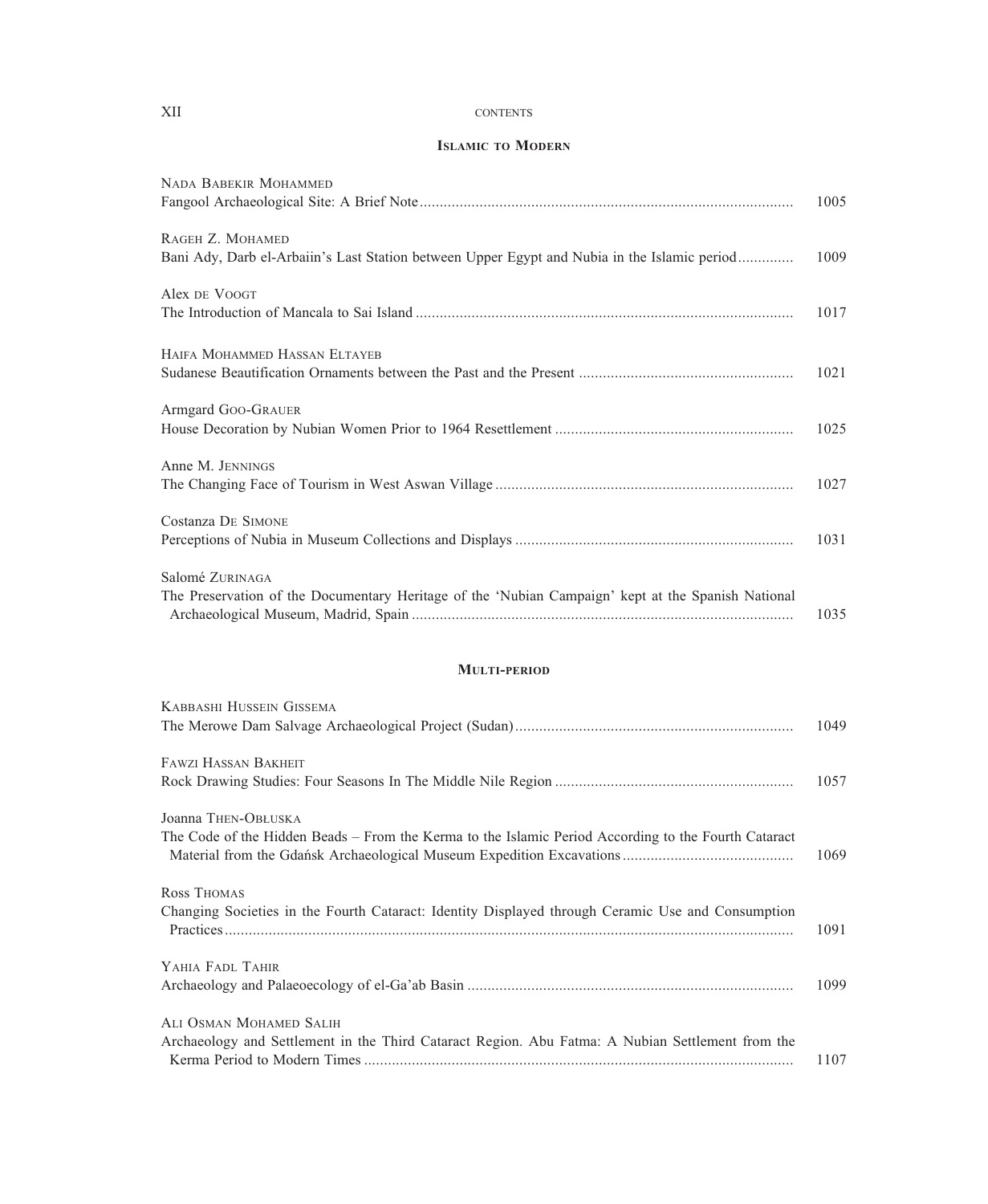## Islamic to Modern

Nada Babekir Mohammed
Fangool Archaeological Site: A Brief Note ... 1005

Rageh Z. Mohamed
Bani Ady, Darb el-Arbaiin's Last Station between Upper Egypt and Nubia in the Islamic period ... 1009

Alex de Voogt
The Introduction of Mancala to Sai Island ... 1017

Haifa Mohammed Hassan Eltayeb
Sudanese Beautification Ornaments between the Past and the Present ... 1021

Armgard Goo-Grauer
House Decoration by Nubian Women Prior to 1964 Resettlement ... 1025

Anne M. Jennings
The Changing Face of Tourism in West Aswan Village ... 1027

Costanza De Simone
Perceptions of Nubia in Museum Collections and Displays ... 1031

Salomé Zurinaga
The Preservation of the Documentary Heritage of the 'Nubian Campaign' kept at the Spanish National Archaeological Museum, Madrid, Spain ... 1035

## Multi-period

Kabbashi Hussein Gissema
The Merowe Dam Salvage Archaeological Project (Sudan) ... 1049

Fawzi Hassan Bakheit
Rock Drawing Studies: Four Seasons In The Middle Nile Region ... 1057

Joanna Then-Obłuska
The Code of the Hidden Beads – From the Kerma to the Islamic Period According to the Fourth Cataract Material from the Gdańsk Archaeological Museum Expedition Excavations ... 1069

Ross Thomas
Changing Societies in the Fourth Cataract: Identity Displayed through Ceramic Use and Consumption Practices ... 1091

Yahia Fadl Tahir
Archaeology and Palaeoecology of el-Ga'ab Basin ... 1099

Ali Osman Mohamed Salih
Archaeology and Settlement in the Third Cataract Region. Abu Fatma: A Nubian Settlement from the Kerma Period to Modern Times ... 1107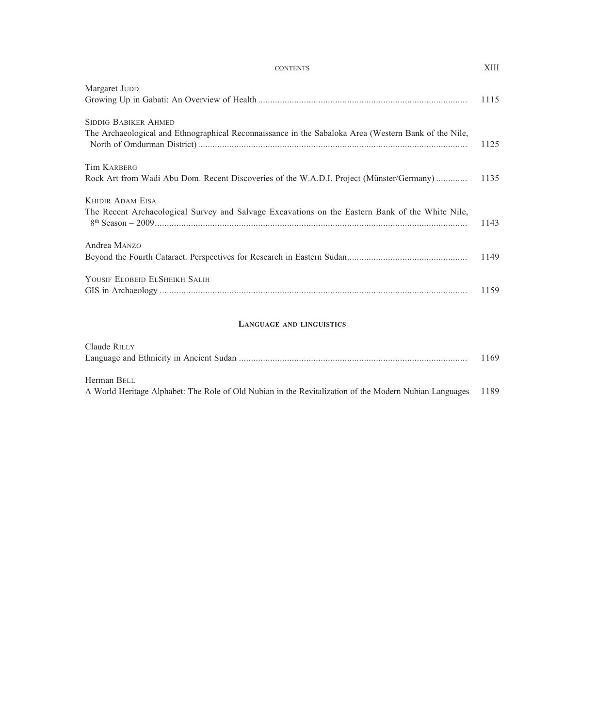Margaret Judd
Growing Up in Gabati: An Overview of Health ...................................................................................... 1115

Siddig Babiker Ahmed
The Archaeological and Ethnographical Reconnaissance in the Sabaloka Area (Western Bank of the Nile, North of Omdurman District) ............................................................................................................... 1125

Tim Karberg
Rock Art from Wadi Abu Dom. Recent Discoveries of the W.A.D.I. Project (Münster/Germany) ............. 1135

Khidir Adam Eisa
The Recent Archaeological Survey and Salvage Excavations on the Eastern Bank of the White Nile, 8th Season – 2009 ................................................................................................................................ 1143

Andrea Manzo
Beyond the Fourth Cataract. Perspectives for Research in Eastern Sudan ................................................. 1149

Yousif Elobeid ElSheikh Salih
GIS in Archaeology ............................................................................................................................... 1159

## Language and linguistics

Claude Rilly
Language and Ethnicity in Ancient Sudan .............................................................................................. 1169

Herman Bell
A World Heritage Alphabet: The Role of Old Nubian in the Revitalization of the Modern Nubian Languages 1189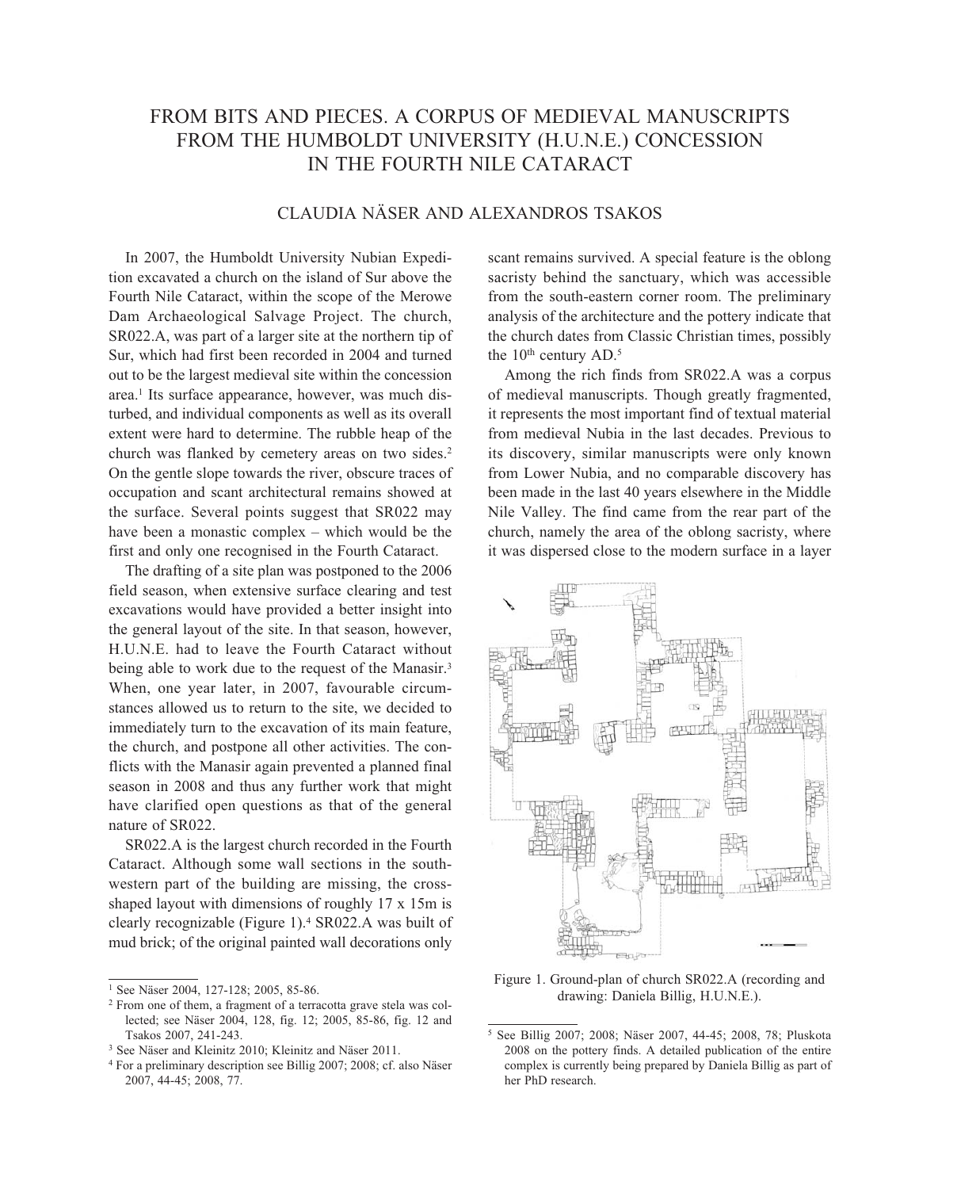# FROM BITS AND PIECES. A CORPUS OF MEDIEVAL MANUSCRIPTS FROM THE HUMBOLDT UNIVERSITY (H.U.N.E.) CONCESSION IN THE FOURTH NILE CATARACT

## CLAUDIA NÄSER AND ALEXANDROS TSAKOS

In 2007, the Humboldt University Nubian Expedition excavated a church on the island of Sur above the Fourth Nile Cataract, within the scope of the Merowe Dam Archaeological Salvage Project. The church, SR022.A, was part of a larger site at the northern tip of Sur, which had first been recorded in 2004 and turned out to be the largest medieval site within the concession area.[1] Its surface appearance, however, was much disturbed, and individual components as well as its overall extent were hard to determine. The rubble heap of the church was flanked by cemetery areas on two sides.[2] On the gentle slope towards the river, obscure traces of occupation and scant architectural remains showed at the surface. Several points suggest that SR022 may have been a monastic complex – which would be the first and only one recognised in the Fourth Cataract.

The drafting of a site plan was postponed to the 2006 field season, when extensive surface clearing and test excavations would have provided a better insight into the general layout of the site. In that season, however, H.U.N.E. had to leave the Fourth Cataract without being able to work due to the request of the Manasir.[3] When, one year later, in 2007, favourable circumstances allowed us to return to the site, we decided to immediately turn to the excavation of its main feature, the church, and postpone all other activities. The conflicts with the Manasir again prevented a planned final season in 2008 and thus any further work that might have clarified open questions as that of the general nature of SR022.

SR022.A is the largest church recorded in the Fourth Cataract. Although some wall sections in the south-western part of the building are missing, the cross-shaped layout with dimensions of roughly 17 x 15m is clearly recognizable (Figure 1).[4] SR022.A was built of mud brick; of the original painted wall decorations only scant remains survived. A special feature is the oblong sacristy behind the sanctuary, which was accessible from the south-eastern corner room. The preliminary analysis of the architecture and the pottery indicate that the church dates from Classic Christian times, possibly the 10th century AD.[5]

Among the rich finds from SR022.A was a corpus of medieval manuscripts. Though greatly fragmented, it represents the most important find of textual material from medieval Nubia in the last decades. Previous to its discovery, similar manuscripts were only known from Lower Nubia, and no comparable discovery has been made in the last 40 years elsewhere in the Middle Nile Valley. The find came from the rear part of the church, namely the area of the oblong sacristy, where it was dispersed close to the modern surface in a layer

Figure 1. Ground-plan of church SR022.A (recording and drawing: Daniela Billig, H.U.N.E.).

---

[1] See Näser 2004, 127-128; 2005, 85-86.

[2] From one of them, a fragment of a terracotta grave stela was collected; see Näser 2004, 128, fig. 12; 2005, 85-86, fig. 12 and Tsakos 2007, 241-243.

[3] See Näser and Kleinitz 2010; Kleinitz and Näser 2011.

[4] For a preliminary description see Billig 2007; 2008; cf. also Näser 2007, 44-45; 2008, 77.

[5] See Billig 2007; 2008; Näser 2007, 44-45; 2008, 78; Pluskota 2008 on the pottery finds. A detailed publication of the entire complex is currently being prepared by Daniela Billig as part of her PhD research.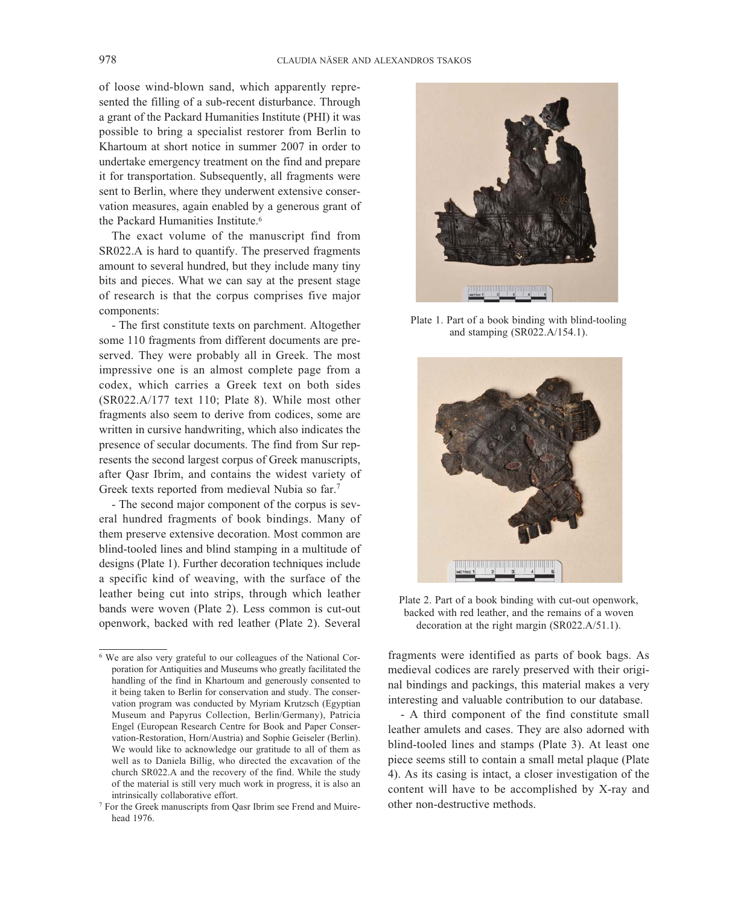of loose wind-blown sand, which apparently represented the filling of a sub-recent disturbance. Through a grant of the Packard Humanities Institute (PHI) it was possible to bring a specialist restorer from Berlin to Khartoum at short notice in summer 2007 in order to undertake emergency treatment on the find and prepare it for transportation. Subsequently, all fragments were sent to Berlin, where they underwent extensive conservation measures, again enabled by a generous grant of the Packard Humanities Institute.[6]

The exact volume of the manuscript find from SR022.A is hard to quantify. The preserved fragments amount to several hundred, but they include many tiny bits and pieces. What we can say at the present stage of research is that the corpus comprises five major components:

- The first constitute texts on parchment. Altogether some 110 fragments from different documents are preserved. They were probably all in Greek. The most impressive one is an almost complete page from a codex, which carries a Greek text on both sides (SR022.A/177 text 110; Plate 8). While most other fragments also seem to derive from codices, some are written in cursive handwriting, which also indicates the presence of secular documents. The find from Sur represents the second largest corpus of Greek manuscripts, after Qasr Ibrim, and contains the widest variety of Greek texts reported from medieval Nubia so far.[7]

- The second major component of the corpus is several hundred fragments of book bindings. Many of them preserve extensive decoration. Most common are blind-tooled lines and blind stamping in a multitude of designs (Plate 1). Further decoration techniques include a specific kind of weaving, with the surface of the leather being cut into strips, through which leather bands were woven (Plate 2). Less common is cut-out openwork, backed with red leather (Plate 2). Several fragments were identified as parts of book bags. As medieval codices are rarely preserved with their original bindings and packings, this material makes a very interesting and valuable contribution to our database.

- A third component of the find constitute small leather amulets and cases. They are also adorned with blind-tooled lines and stamps (Plate 3). At least one piece seems still to contain a small metal plaque (Plate 4). As its casing is intact, a closer investigation of the content will have to be accomplished by X-ray and other non-destructive methods.

Plate 1. Part of a book binding with blind-tooling and stamping (SR022.A/154.1).

Plate 2. Part of a book binding with cut-out openwork, backed with red leather, and the remains of a woven decoration at the right margin (SR022.A/51.1).

---

[6] We are also very grateful to our colleagues of the National Corporation for Antiquities and Museums who greatly facilitated the handling of the find in Khartoum and generously consented to it being taken to Berlin for conservation and study. The conservation program was conducted by Myriam Krutzsch (Egyptian Museum and Papyrus Collection, Berlin/Germany), Patricia Engel (European Research Centre for Book and Paper Conservation-Restoration, Horn/Austria) and Sophie Geiseler (Berlin). We would like to acknowledge our gratitude to all of them as well as to Daniela Billig, who directed the excavation of the church SR022.A and the recovery of the find. While the study of the material is still very much work in progress, it is also an intrinsically collaborative effort.

[7] For the Greek manuscripts from Qasr Ibrim see Frend and Muirehead 1976.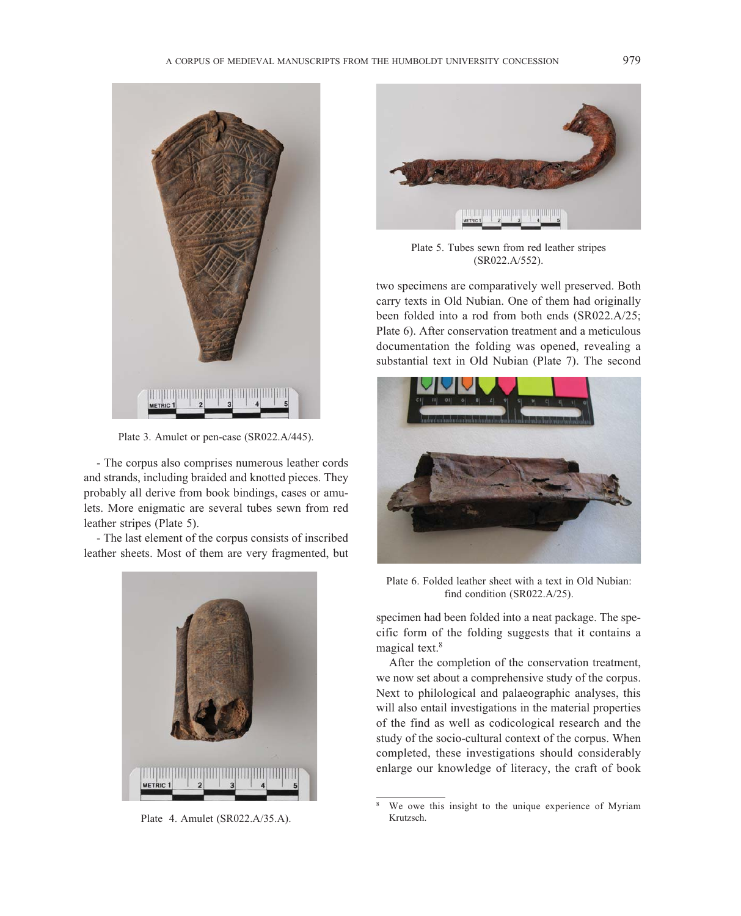Plate 3. Amulet or pen-case (SR022.A/445).

- The corpus also comprises numerous leather cords and strands, including braided and knotted pieces. They probably all derive from book bindings, cases or amulets. More enigmatic are several tubes sewn from red leather stripes (Plate 5).

- The last element of the corpus consists of inscribed leather sheets. Most of them are very fragmented, but two specimens are comparatively well preserved. Both carry texts in Old Nubian. One of them had originally been folded into a rod from both ends (SR022.A/25; Plate 6). After conservation treatment and a meticulous documentation the folding was opened, revealing a substantial text in Old Nubian (Plate 7). The second specimen had been folded into a neat package. The specific form of the folding suggests that it contains a magical text.[8]

After the completion of the conservation treatment, we now set about a comprehensive study of the corpus. Next to philological and palaeographic analyses, this will also entail investigations in the material properties of the find as well as codicological research and the study of the socio-cultural context of the corpus. When completed, these investigations should considerably enlarge our knowledge of literacy, the craft of book

Plate 4. Amulet (SR022.A/35.A).

Plate 5. Tubes sewn from red leather stripes (SR022.A/552).

Plate 6. Folded leather sheet with a text in Old Nubian: find condition (SR022.A/25).

[8] We owe this insight to the unique experience of Myriam Krutzsch.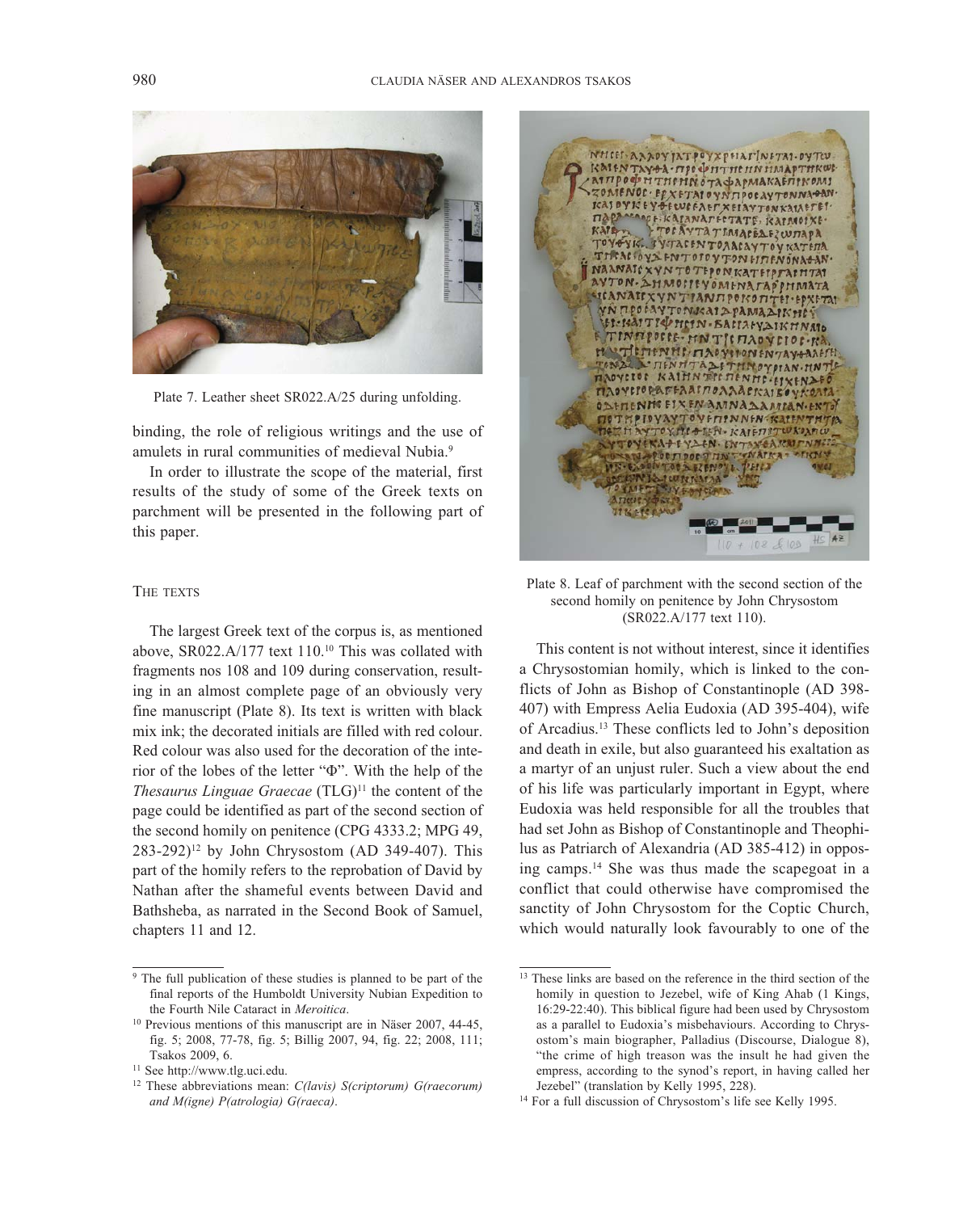Plate 7. Leather sheet SR022.A/25 during unfolding.

binding, the role of religious writings and the use of amulets in rural communities of medieval Nubia.[9]

In order to illustrate the scope of the material, first results of the study of some of the Greek texts on parchment will be presented in the following part of this paper.

## The texts

The largest Greek text of the corpus is, as mentioned above, SR022.A/177 text 110.[10] This was collated with fragments nos 108 and 109 during conservation, resulting in an almost complete page of an obviously very fine manuscript (Plate 8). Its text is written with black mix ink; the decorated initials are filled with red colour. Red colour was also used for the decoration of the interior of the lobes of the letter "Φ". With the help of the *Thesaurus Linguae Graecae* (TLG)[11] the content of the page could be identified as part of the second section of the second homily on penitence (CPG 4333.2; MPG 49, 283-292)[12] by John Chrysostom (AD 349-407). This part of the homily refers to the reprobation of David by Nathan after the shameful events between David and Bathsheba, as narrated in the Second Book of Samuel, chapters 11 and 12.

Plate 8. Leaf of parchment with the second section of the second homily on penitence by John Chrysostom (SR022.A/177 text 110).

This content is not without interest, since it identifies a Chrysostomian homily, which is linked to the conflicts of John as Bishop of Constantinople (AD 398-407) with Empress Aelia Eudoxia (AD 395-404), wife of Arcadius.[13] These conflicts led to John's deposition and death in exile, but also guaranteed his exaltation as a martyr of an unjust ruler. Such a view about the end of his life was particularly important in Egypt, where Eudoxia was held responsible for all the troubles that had set John as Bishop of Constantinople and Theophilus as Patriarch of Alexandria (AD 385-412) in opposing camps.[14] She was thus made the scapegoat in a conflict that could otherwise have compromised the sanctity of John Chrysostom for the Coptic Church, which would naturally look favourably to one of the

---

[9] The full publication of these studies is planned to be part of the final reports of the Humboldt University Nubian Expedition to the Fourth Nile Cataract in *Meroitica*.

[10] Previous mentions of this manuscript are in Näser 2007, 44-45, fig. 5; 2008, 77-78, fig. 5; Billig 2007, 94, fig. 22; 2008, 111; Tsakos 2009, 6.

[11] See http://www.tlg.uci.edu.

[12] These abbreviations mean: *C(lavis) S(criptorum) G(raecorum) and M(igne) P(atrologia) G(raeca)*.

[13] These links are based on the reference in the third section of the homily in question to Jezebel, wife of King Ahab (1 Kings, 16:29-22:40). This biblical figure had been used by Chrysostom as a parallel to Eudoxia's misbehaviours. According to Chrysostom's main biographer, Palladius (Discourse, Dialogue 8), "the crime of high treason was the insult he had given the empress, according to the synod's report, in having called her Jezebel" (translation by Kelly 1995, 228).

[14] For a full discussion of Chrysostom's life see Kelly 1995.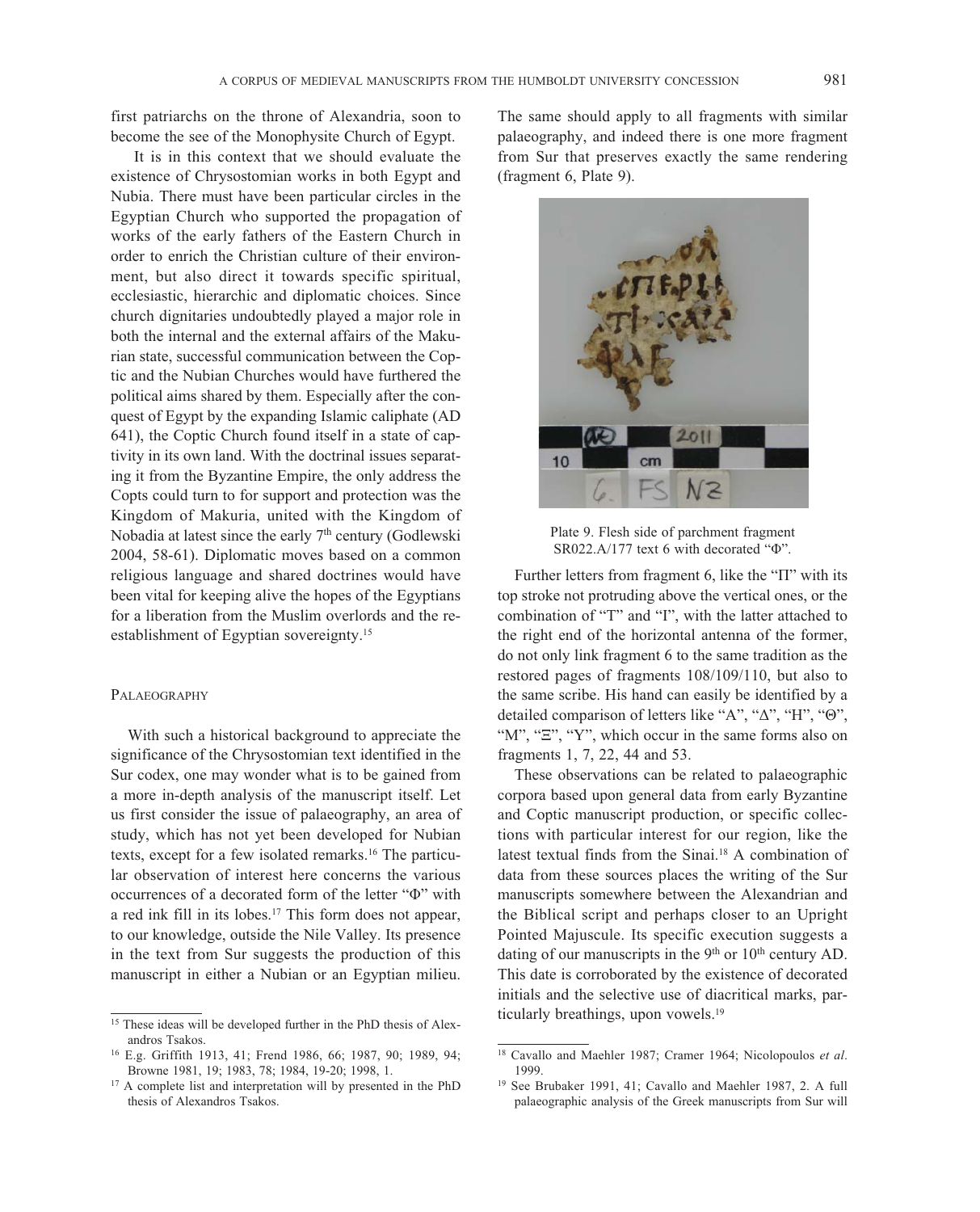first patriarchs on the throne of Alexandria, soon to become the see of the Monophysite Church of Egypt.

It is in this context that we should evaluate the existence of Chrysostomian works in both Egypt and Nubia. There must have been particular circles in the Egyptian Church who supported the propagation of works of the early fathers of the Eastern Church in order to enrich the Christian culture of their environment, but also direct it towards specific spiritual, ecclesiastic, hierarchic and diplomatic choices. Since church dignitaries undoubtedly played a major role in both the internal and the external affairs of the Makurian state, successful communication between the Coptic and the Nubian Churches would have furthered the political aims shared by them. Especially after the conquest of Egypt by the expanding Islamic caliphate (AD 641), the Coptic Church found itself in a state of captivity in its own land. With the doctrinal issues separating it from the Byzantine Empire, the only address the Copts could turn to for support and protection was the Kingdom of Makuria, united with the Kingdom of Nobadia at latest since the early 7th century (Godlewski 2004, 58-61). Diplomatic moves based on a common religious language and shared doctrines would have been vital for keeping alive the hopes of the Egyptians for a liberation from the Muslim overlords and the re-establishment of Egyptian sovereignty.[15]

## PALAEOGRAPHY

With such a historical background to appreciate the significance of the Chrysostomian text identified in the Sur codex, one may wonder what is to be gained from a more in-depth analysis of the manuscript itself. Let us first consider the issue of palaeography, an area of study, which has not yet been developed for Nubian texts, except for a few isolated remarks.[16] The particular observation of interest here concerns the various occurrences of a decorated form of the letter "Φ" with a red ink fill in its lobes.[17] This form does not appear, to our knowledge, outside the Nile Valley. Its presence in the text from Sur suggests the production of this manuscript in either a Nubian or an Egyptian milieu. The same should apply to all fragments with similar palaeography, and indeed there is one more fragment from Sur that preserves exactly the same rendering (fragment 6, Plate 9).

Plate 9. Flesh side of parchment fragment SR022.A/177 text 6 with decorated "Φ".

Further letters from fragment 6, like the "Π" with its top stroke not protruding above the vertical ones, or the combination of "T" and "I", with the latter attached to the right end of the horizontal antenna of the former, do not only link fragment 6 to the same tradition as the restored pages of fragments 108/109/110, but also to the same scribe. His hand can easily be identified by a detailed comparison of letters like "A", "Δ", "H", "Θ", "M", "Ξ", "Y", which occur in the same forms also on fragments 1, 7, 22, 44 and 53.

These observations can be related to palaeographic corpora based upon general data from early Byzantine and Coptic manuscript production, or specific collections with particular interest for our region, like the latest textual finds from the Sinai.[18] A combination of data from these sources places the writing of the Sur manuscripts somewhere between the Alexandrian and the Biblical script and perhaps closer to an Upright Pointed Majuscule. Its specific execution suggests a dating of our manuscripts in the 9th or 10th century AD. This date is corroborated by the existence of decorated initials and the selective use of diacritical marks, particularly breathings, upon vowels.[19]

---

[15] These ideas will be developed further in the PhD thesis of Alexandros Tsakos.

[16] E.g. Griffith 1913, 41; Frend 1986, 66; 1987, 90; 1989, 94; Browne 1981, 19; 1983, 78; 1984, 19-20; 1998, 1.

[17] A complete list and interpretation will by presented in the PhD thesis of Alexandros Tsakos.

[18] Cavallo and Maehler 1987; Cramer 1964; Nicolopoulos *et al*. 1999.

[19] See Brubaker 1991, 41; Cavallo and Maehler 1987, 2. A full palaeographic analysis of the Greek manuscripts from Sur will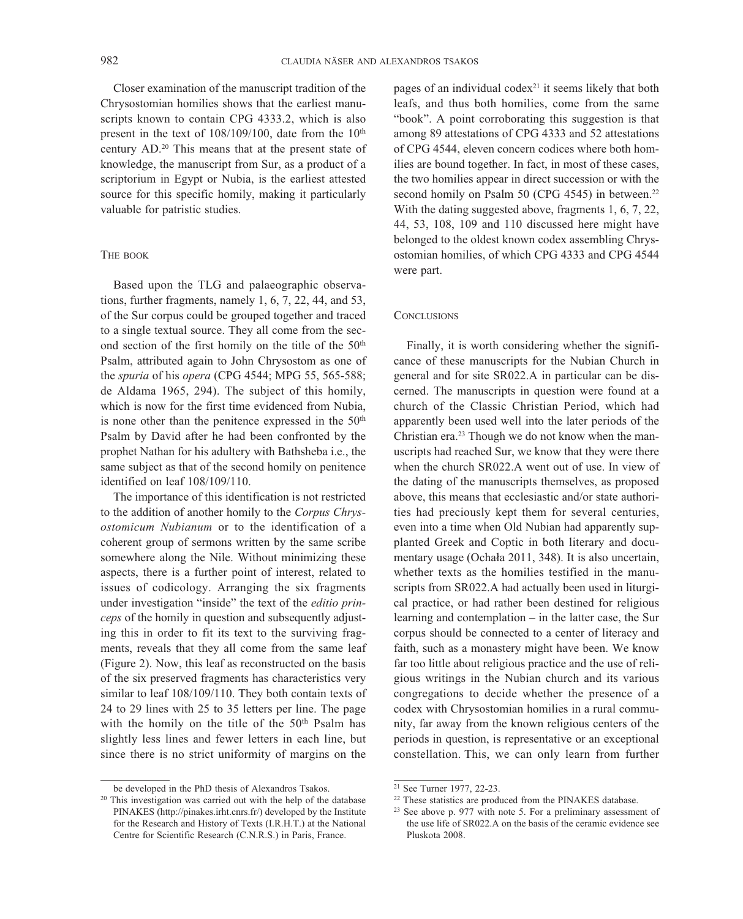Closer examination of the manuscript tradition of the Chrysostomian homilies shows that the earliest manuscripts known to contain CPG 4333.2, which is also present in the text of 108/109/100, date from the 10th century AD.[20] This means that at the present state of knowledge, the manuscript from Sur, as a product of a scriptorium in Egypt or Nubia, is the earliest attested source for this specific homily, making it particularly valuable for patristic studies.

## The book

Based upon the TLG and palaeographic observations, further fragments, namely 1, 6, 7, 22, 44, and 53, of the Sur corpus could be grouped together and traced to a single textual source. They all come from the second section of the first homily on the title of the 50th Psalm, attributed again to John Chrysostom as one of the *spuria* of his *opera* (CPG 4544; MPG 55, 565-588; de Aldama 1965, 294). The subject of this homily, which is now for the first time evidenced from Nubia, is none other than the penitence expressed in the 50th Psalm by David after he had been confronted by the prophet Nathan for his adultery with Bathsheba i.e., the same subject as that of the second homily on penitence identified on leaf 108/109/110.

The importance of this identification is not restricted to the addition of another homily to the *Corpus Chrysostomicum Nubianum* or to the identification of a coherent group of sermons written by the same scribe somewhere along the Nile. Without minimizing these aspects, there is a further point of interest, related to issues of codicology. Arranging the six fragments under investigation "inside" the text of the *editio princeps* of the homily in question and subsequently adjusting this in order to fit its text to the surviving fragments, reveals that they all come from the same leaf (Figure 2). Now, this leaf as reconstructed on the basis of the six preserved fragments has characteristics very similar to leaf 108/109/110. They both contain texts of 24 to 29 lines with 25 to 35 letters per line. The page with the homily on the title of the 50th Psalm has slightly less lines and fewer letters in each line, but since there is no strict uniformity of margins on the pages of an individual codex[21] it seems likely that both leafs, and thus both homilies, come from the same "book". A point corroborating this suggestion is that among 89 attestations of CPG 4333 and 52 attestations of CPG 4544, eleven concern codices where both homilies are bound together. In fact, in most of these cases, the two homilies appear in direct succession or with the second homily on Psalm 50 (CPG 4545) in between.[22] With the dating suggested above, fragments 1, 6, 7, 22, 44, 53, 108, 109 and 110 discussed here might have belonged to the oldest known codex assembling Chrysostomian homilies, of which CPG 4333 and CPG 4544 were part.

## Conclusions

Finally, it is worth considering whether the significance of these manuscripts for the Nubian Church in general and for site SR022.A in particular can be discerned. The manuscripts in question were found at a church of the Classic Christian Period, which had apparently been used well into the later periods of the Christian era.[23] Though we do not know when the manuscripts had reached Sur, we know that they were there when the church SR022.A went out of use. In view of the dating of the manuscripts themselves, as proposed above, this means that ecclesiastic and/or state authorities had preciously kept them for several centuries, even into a time when Old Nubian had apparently supplanted Greek and Coptic in both literary and documentary usage (Ochała 2011, 348). It is also uncertain, whether texts as the homilies testified in the manuscripts from SR022.A had actually been used in liturgical practice, or had rather been destined for religious learning and contemplation – in the latter case, the Sur corpus should be connected to a center of literacy and faith, such as a monastery might have been. We know far too little about religious practice and the use of religious writings in the Nubian church and its various congregations to decide whether the presence of a codex with Chrysostomian homilies in a rural community, far away from the known religious centers of the periods in question, is representative or an exceptional constellation. This, we can only learn from further

be developed in the PhD thesis of Alexandros Tsakos.

[20] This investigation was carried out with the help of the database PINAKES (http://pinakes.irht.cnrs.fr/) developed by the Institute for the Research and History of Texts (I.R.H.T.) at the National Centre for Scientific Research (C.N.R.S.) in Paris, France.

[21] See Turner 1977, 22-23.

[22] These statistics are produced from the PINAKES database.

[23] See above p. 977 with note 5. For a preliminary assessment of the use life of SR022.A on the basis of the ceramic evidence see Pluskota 2008.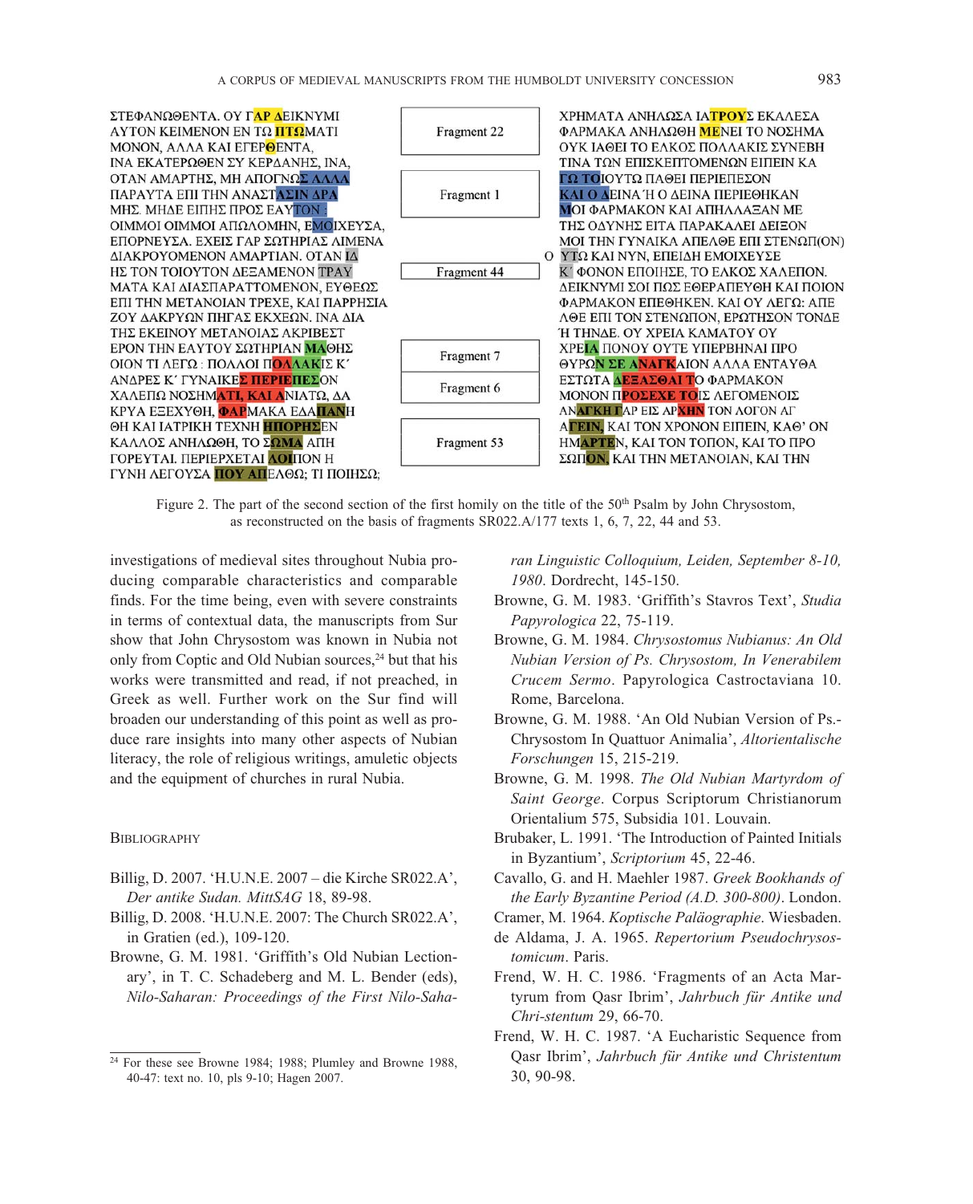ΣΤΕΦΑΝΩΘΕΝΤΑ. ΟΥ ΓΑΡ ΔΕΙΚΝΥΜΙ
ΑΥΤΟΝ ΚΕΙΜΕΝΟΝ ΕΝ ΤΩ ΠΤΩΜΑΤΙ
ΜΟΝΟΝ, ΑΛΛΑ ΚΑΙ ΕΓΕΡΘΕΝΤΑ,
ΙΝΑ ΕΚΑΤΕΡΩΘΕΝ ΣΥ ΚΕΡΔΑΝΗΣ, ΙΝΑ,
ΟΤΑΝ ΑΜΑΡΤΗΣ, ΜΗ ΑΠΟΓΝΩΣ ΑΛΛΑ
ΠΑΡΑΥΤΑ ΕΠΙ ΤΗΝ ΑΝΑΣΤΑΣΙΝ ΔΡΑ
ΜΗΣ. ΜΗΔΕ ΕΙΠΗΣ ΠΡΟΣ ΕΑΥΤΟΝ :
ΟΙΜΜΟΙ ΟΙΜΜΟΙ ΑΠΩΛΟΜΗΝ, ΕΜΟΙΧΕΥΣΑ,
ΕΠΟΡΝΕΥΣΑ. ΕΧΕΙΣ ΓΑΡ ΣΩΤΗΡΙΑΣ ΛΙΜΕΝΑ
ΔΙΑΚΡΟΥΟΜΕΝΟΝ ΑΜΑΡΤΙΑΝ. ΟΤΑΝ ΙΔ
ΗΣ ΤΟΝ ΤΟΙΟΥΤΟΝ ΔΕΞΑΜΕΝΟΝ ΤΡΑΥ
ΜΑΤΑ ΚΑΙ ΔΙΑΣΠΑΡΑΤΤΟΜΕΝΟΝ, ΕΥΘΕΩΣ
ΕΠΙ ΤΗΝ ΜΕΤΑΝΟΙΑΝ ΤΡΕΧΕ, ΚΑΙ ΠΑΡΡΗΣΙΑ
ΖΟΥ ΔΑΚΡΥΩΝ ΠΗΓΑΣ ΕΚΧΕΩΝ. ΙΝΑ ΔΙΑ
ΤΗΣ ΕΚΕΙΝΟΥ ΜΕΤΑΝΟΙΑΣ ΑΚΡΙΒΕΣΤ
ΕΡΟΝ ΤΗΝ ΕΑΥΤΟΥ ΣΩΤΗΡΙΑΝ ΜΑΘΗΣ
ΟΙΟΝ ΤΙ ΛΕΓΩ : ΠΟΛΛΟΙ ΠΟΛΛΑΚΙΣ Κ΄
ΑΝΔΡΕΣ Κ΄ ΓΥΝΑΙΚΕΣ ΠΕΡΙΕΠΕΣΟΝ
ΧΑΛΕΠΩ ΝΟΣΗΜΑΤΙ, ΚΑΙ ΑΝΙΑΤΩ, ΔΑ
ΚΡΥΑ ΕΞΕΧΥΘΗ, ΦΑΡΜΑΚΑ ΕΔΑΠΑΝΗ
ΘΗ ΚΑΙ ΙΑΤΡΙΚΗ ΤΕΧΝΗ ΗΠΟΡΗΣΕΝ
ΚΑΛΛΟΣ ΑΝΗΛΩΘΗ, ΤΟ ΣΩΜΑ ΑΠΗ
ΓΟΡΕΥΤΑΙ. ΠΕΡΙΕΡΧΕΤΑΙ ΛΟΙΠΟΝ Η
ΓΥΝΗ ΛΕΓΟΥΣΑ ΠΟΥ ΑΠΕΛΘΩ; ΤΙ ΠΟΙΗΣΩ;

Fragment 22

Fragment 1

Fragment 44

Fragment 7

Fragment 6

Fragment 53

ΧΡΗΜΑΤΑ ΑΝΗΛΩΣΑ ΙΑΤΡΟΥΣ ΕΚΑΛΕΣΑ
ΦΑΡΜΑΚΑ ΑΝΗΛΩΘΗ ΜΕΝΕΙ ΤΟ ΝΟΣΗΜΑ
ΟΥΚ ΙΑΘΕΙ ΤΟ ΕΛΚΟΣ ΠΟΛΛΑΚΙΣ ΣΥΝΕΒΗ
ΤΙΝΑ ΤΩΝ ΕΠΙΣΚΕΠΤΟΜΕΝΩΝ ΕΙΠΕΙΝ ΚΑ
ΓΩ ΤΟΙΟΥΤΩ ΠΑΘΕΙ ΠΕΡΙΕΠΕΣΟΝ
ΚΑΙ Ο ΔΕΙΝΑ Ή Ο ΔΕΙΝΑ ΠΕΡΙΕΘΗΚΑΝ
ΜΟΙ ΦΑΡΜΑΚΟΝ ΚΑΙ ΑΠΗΛΛΑΞΑΝ ΜΕ
ΤΗΣ ΟΔΥΝΗΣ ΕΙΤΑ ΠΑΡΑΚΑΛΕΙ ΔΕΙΞΟΝ
ΜΟΙ ΤΗΝ ΓΥΝΑΙΚΑ ΑΠΕΛΘΕ ΕΠΙ ΣΤΕΝΩΠ(ΟΝ)
Ο ΥΤΩ ΚΑΙ ΝΥΝ, ΕΠΕΙΔΗ ΕΜΟΙΧΕΥΣΕ
Κ΄ ΦΟΝΟΝ ΕΠΟΙΗΣΕ, ΤΟ ΕΛΚΟΣ ΧΑΛΕΠΟΝ.
ΔΕΙΚΝΥΜΙ ΣΟΙ ΠΩΣ ΕΘΕΡΑΠΕΥΘΗ ΚΑΙ ΠΟΙΟΝ
ΦΑΡΜΑΚΟΝ ΕΠΕΘΗΚΕΝ. ΚΑΙ ΟΥ ΛΕΓΩ: ΑΠΕ
ΛΘΕ ΕΠΙ ΤΟΝ ΣΤΕΝΩΠΟΝ, ΕΡΩΤΗΣΟΝ ΤΟΝΔΕ
Ή ΤΗΝΔΕ. ΟΥ ΧΡΕΙΑ ΚΑΜΑΤΟΥ ΟΥ
ΧΡΕΙΑ ΠΟΝΟΥ ΟΥΤΕ ΥΠΕΡΒΗΝΑΙ ΠΡΟ
ΘΥΡΩΝ ΣΕ ΑΝΑΓΚΑΙΟΝ ΑΛΛΑ ΕΝΤΑΥΘΑ
ΕΣΤΩΤΑ ΔΕΞΑΣΘΑΙ ΤΟ ΦΑΡΜΑΚΟΝ
ΜΟΝΟΝ ΠΡΟΣΕΧΕ ΤΟΙΣ ΛΕΓΟΜΕΝΟΙΣ
ΑΝΑΓΚΗ ΓΑΡ ΕΙΣ ΑΡΧΗΝ ΤΟΝ ΛΟΓΟΝ ΑΓ
ΑΓΕΙΝ, ΚΑΙ ΤΟΝ ΧΡΟΝΟΝ ΕΙΠΕΙΝ, ΚΑΘ' ΟΝ
ΗΜΑΡΤΕΝ, ΚΑΙ ΤΟΝ ΤΟΠΟΝ, ΚΑΙ ΤΟ ΠΡΟ
ΣΩΠΟΝ, ΚΑΙ ΤΗΝ ΜΕΤΑΝΟΙΑΝ, ΚΑΙ ΤΗΝ

Figure 2. The part of the second section of the first homily on the title of the 50th Psalm by John Chrysostom, as reconstructed on the basis of fragments SR022.A/177 texts 1, 6, 7, 22, 44 and 53.

investigations of medieval sites throughout Nubia producing comparable characteristics and comparable finds. For the time being, even with severe constraints in terms of contextual data, the manuscripts from Sur show that John Chrysostom was known in Nubia not only from Coptic and Old Nubian sources,[24] but that his works were transmitted and read, if not preached, in Greek as well. Further work on the Sur find will broaden our understanding of this point as well as produce rare insights into many other aspects of Nubian literacy, the role of religious writings, amuletic objects and the equipment of churches in rural Nubia.

## Bibliography

Billig, D. 2007. 'H.U.N.E. 2007 – die Kirche SR022.A', *Der antike Sudan. MittSAG* 18, 89-98.

Billig, D. 2008. 'H.U.N.E. 2007: The Church SR022.A', in Gratien (ed.), 109-120.

Browne, G. M. 1981. 'Griffith's Old Nubian Lectionary', in T. C. Schadeberg and M. L. Bender (eds), *Nilo-Saharan: Proceedings of the First Nilo-Saharan Linguistic Colloquium, Leiden, September 8-10, 1980*. Dordrecht, 145-150.

Browne, G. M. 1983. 'Griffith's Stavros Text', *Studia Papyrologica* 22, 75-119.

Browne, G. M. 1984. *Chrysostomus Nubianus: An Old Nubian Version of Ps. Chrysostom, In Venerabilem Crucem Sermo*. Papyrologica Castroctaviana 10. Rome, Barcelona.

Browne, G. M. 1988. 'An Old Nubian Version of Ps.-Chrysostom In Quattuor Animalia', *Altorientalische Forschungen* 15, 215-219.

Browne, G. M. 1998. *The Old Nubian Martyrdom of Saint George*. Corpus Scriptorum Christianorum Orientalium 575, Subsidia 101. Louvain.

Brubaker, L. 1991. 'The Introduction of Painted Initials in Byzantium', *Scriptorium* 45, 22-46.

Cavallo, G. and H. Maehler 1987. *Greek Bookhands of the Early Byzantine Period (A.D. 300-800)*. London.

Cramer, M. 1964. *Koptische Paläographie*. Wiesbaden.

de Aldama, J. A. 1965. *Repertorium Pseudochrysostomicum*. Paris.

Frend, W. H. C. 1986. 'Fragments of an Acta Martyrum from Qasr Ibrim', *Jahrbuch für Antike und Chri-stentum* 29, 66-70.

Frend, W. H. C. 1987. 'A Eucharistic Sequence from Qasr Ibrim', *Jahrbuch für Antike und Christentum* 30, 90-98.

[24] For these see Browne 1984; 1988; Plumley and Browne 1988, 40-47: text no. 10, pls 9-10; Hagen 2007.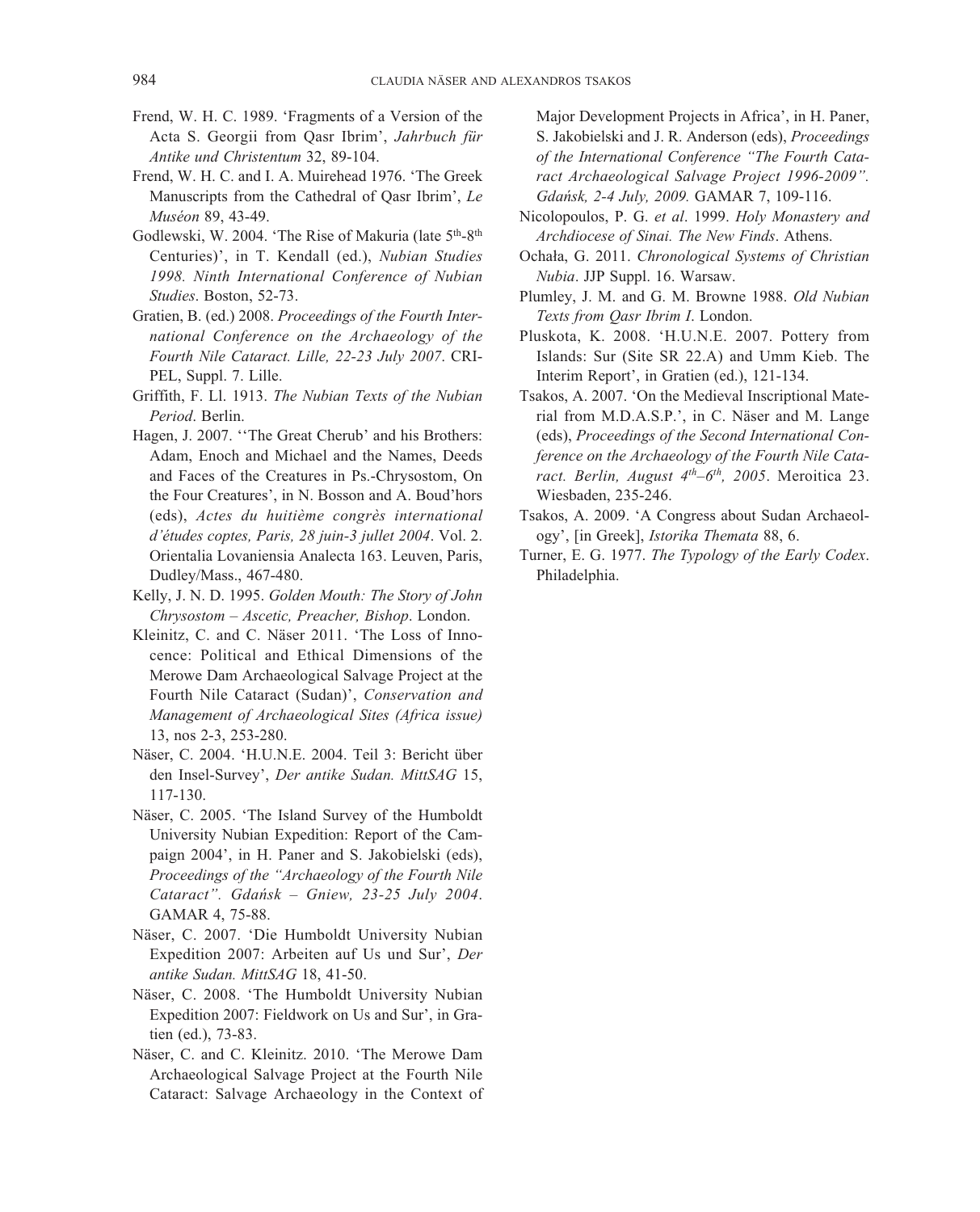Frend, W. H. C. 1989. 'Fragments of a Version of the Acta S. Georgii from Qasr Ibrim', *Jahrbuch für Antike und Christentum* 32, 89-104.

Frend, W. H. C. and I. A. Muirehead 1976. 'The Greek Manuscripts from the Cathedral of Qasr Ibrim', *Le Muséon* 89, 43-49.

Godlewski, W. 2004. 'The Rise of Makuria (late $5^{th}$-$8^{th}$ Centuries)', in T. Kendall (ed.), *Nubian Studies 1998. Ninth International Conference of Nubian Studies*. Boston, 52-73.

Gratien, B. (ed.) 2008. *Proceedings of the Fourth International Conference on the Archaeology of the Fourth Nile Cataract. Lille, 22-23 July 2007*. CRIPEL, Suppl. 7. Lille.

Griffith, F. Ll. 1913. *The Nubian Texts of the Nubian Period*. Berlin.

Hagen, J. 2007. ''The Great Cherub' and his Brothers: Adam, Enoch and Michael and the Names, Deeds and Faces of the Creatures in Ps.-Chrysostom, On the Four Creatures', in N. Bosson and A. Boud'hors (eds), *Actes du huitième congrès international d'études coptes, Paris, 28 juin-3 juillet 2004*. Vol. 2. Orientalia Lovaniensia Analecta 163. Leuven, Paris, Dudley/Mass., 467-480.

Kelly, J. N. D. 1995. *Golden Mouth: The Story of John Chrysostom – Ascetic, Preacher, Bishop*. London.

Kleinitz, C. and C. Näser 2011. 'The Loss of Innocence: Political and Ethical Dimensions of the Merowe Dam Archaeological Salvage Project at the Fourth Nile Cataract (Sudan)', *Conservation and Management of Archaeological Sites (Africa issue)* 13, nos 2-3, 253-280.

Näser, C. 2004. 'H.U.N.E. 2004. Teil 3: Bericht über den Insel-Survey', *Der antike Sudan. MittSAG* 15, 117-130.

Näser, C. 2005. 'The Island Survey of the Humboldt University Nubian Expedition: Report of the Campaign 2004', in H. Paner and S. Jakobielski (eds), *Proceedings of the "Archaeology of the Fourth Nile Cataract". Gdańsk – Gniew, 23-25 July 2004*. GAMAR 4, 75-88.

Näser, C. 2007. 'Die Humboldt University Nubian Expedition 2007: Arbeiten auf Us und Sur', *Der antike Sudan. MittSAG* 18, 41-50.

Näser, C. 2008. 'The Humboldt University Nubian Expedition 2007: Fieldwork on Us and Sur', in Gratien (ed.), 73-83.

Näser, C. and C. Kleinitz. 2010. 'The Merowe Dam Archaeological Salvage Project at the Fourth Nile Cataract: Salvage Archaeology in the Context of Major Development Projects in Africa', in H. Paner, S. Jakobielski and J. R. Anderson (eds), *Proceedings of the International Conference "The Fourth Cataract Archaeological Salvage Project 1996-2009". Gdańsk, 2-4 July, 2009.* GAMAR 7, 109-116.

Nicolopoulos, P. G. *et al*. 1999. *Holy Monastery and Archdiocese of Sinai. The New Finds*. Athens.

Ochała, G. 2011. *Chronological Systems of Christian Nubia*. JJP Suppl. 16. Warsaw.

Plumley, J. M. and G. M. Browne 1988. *Old Nubian Texts from Qasr Ibrim I*. London.

Pluskota, K. 2008. 'H.U.N.E. 2007. Pottery from Islands: Sur (Site SR 22.A) and Umm Kieb. The Interim Report', in Gratien (ed.), 121-134.

Tsakos, A. 2007. 'On the Medieval Inscriptional Material from M.D.A.S.P.', in C. Näser and M. Lange (eds), *Proceedings of the Second International Conference on the Archaeology of the Fourth Nile Cataract. Berlin, August $4^{th}$–$6^{th}$, 2005*. Meroitica 23. Wiesbaden, 235-246.

Tsakos, A. 2009. 'A Congress about Sudan Archaeology', [in Greek], *Istorika Themata* 88, 6.

Turner, E. G. 1977. *The Typology of the Early Codex*. Philadelphia.